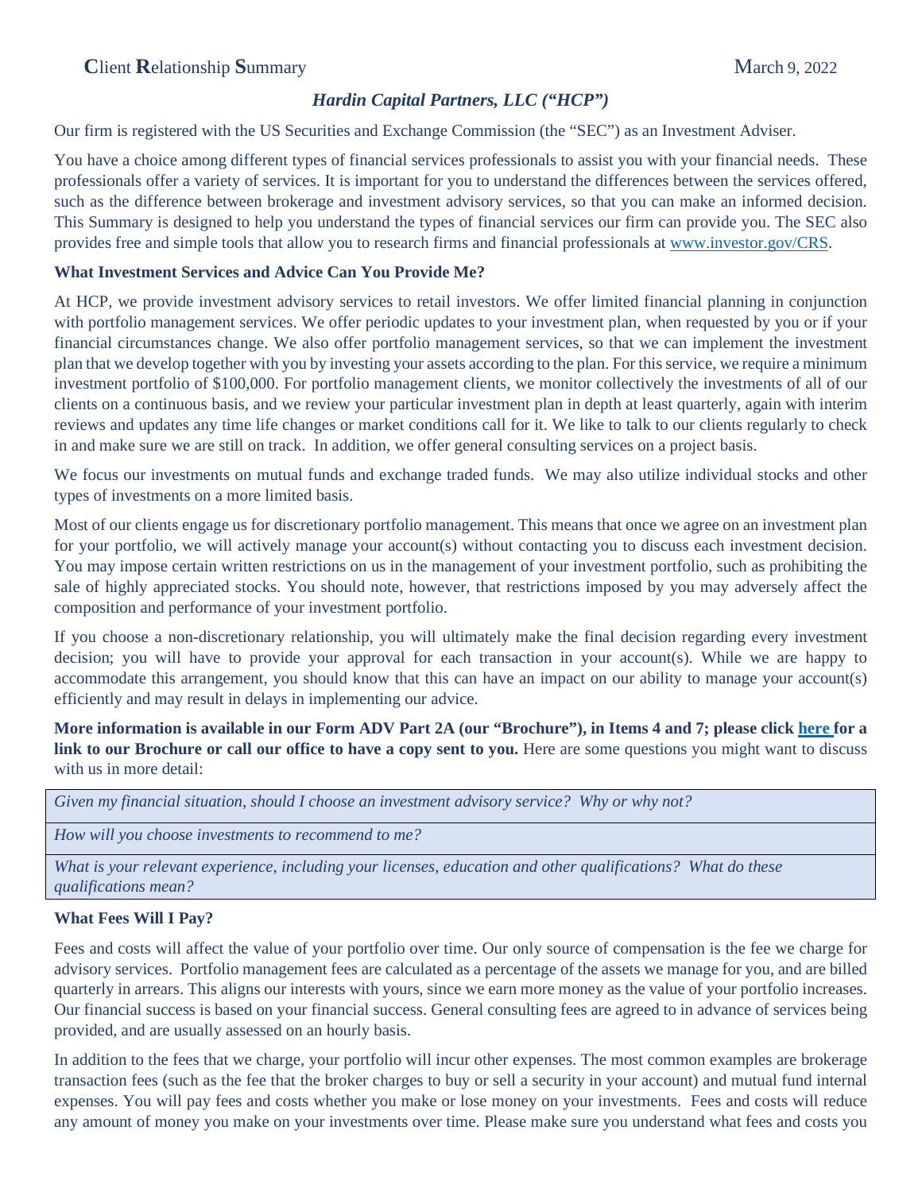**C**lient **R**elationship **S**ummary  March 9, 2022

### *Hardin Capital Partners, LLC ("HCP")*

Our firm is registered with the US Securities and Exchange Commission (the "SEC") as an Investment Adviser.

You have a choice among different types of financial services professionals to assist you with your financial needs. These professionals offer a variety of services. It is important for you to understand the differences between the services offered, such as the difference between brokerage and investment advisory services, so that you can make an informed decision. This Summary is designed to help you understand the types of financial services our firm can provide you. The SEC also provides free and simple tools that allow you to research firms and financial professionals at www.investor.gov/CRS.

**What Investment Services and Advice Can You Provide Me?**

At HCP, we provide investment advisory services to retail investors. We offer limited financial planning in conjunction with portfolio management services. We offer periodic updates to your investment plan, when requested by you or if your financial circumstances change. We also offer portfolio management services, so that we can implement the investment plan that we develop together with you by investing your assets according to the plan. For this service, we require a minimum investment portfolio of $100,000. For portfolio management clients, we monitor collectively the investments of all of our clients on a continuous basis, and we review your particular investment plan in depth at least quarterly, again with interim reviews and updates any time life changes or market conditions call for it. We like to talk to our clients regularly to check in and make sure we are still on track. In addition, we offer general consulting services on a project basis.

We focus our investments on mutual funds and exchange traded funds. We may also utilize individual stocks and other types of investments on a more limited basis.

Most of our clients engage us for discretionary portfolio management. This means that once we agree on an investment plan for your portfolio, we will actively manage your account(s) without contacting you to discuss each investment decision. You may impose certain written restrictions on us in the management of your investment portfolio, such as prohibiting the sale of highly appreciated stocks. You should note, however, that restrictions imposed by you may adversely affect the composition and performance of your investment portfolio.

If you choose a non-discretionary relationship, you will ultimately make the final decision regarding every investment decision; you will have to provide your approval for each transaction in your account(s). While we are happy to accommodate this arrangement, you should know that this can have an impact on our ability to manage your account(s) efficiently and may result in delays in implementing our advice.

**More information is available in our Form ADV Part 2A (our "Brochure"), in Items 4 and 7; please click here for a link to our Brochure or call our office to have a copy sent to you.** Here are some questions you might want to discuss with us in more detail:

| |
|---|
| *Given my financial situation, should I choose an investment advisory service? Why or why not?* |
| *How will you choose investments to recommend to me?* |
| *What is your relevant experience, including your licenses, education and other qualifications? What do these qualifications mean?* |

**What Fees Will I Pay?**

Fees and costs will affect the value of your portfolio over time. Our only source of compensation is the fee we charge for advisory services. Portfolio management fees are calculated as a percentage of the assets we manage for you, and are billed quarterly in arrears. This aligns our interests with yours, since we earn more money as the value of your portfolio increases. Our financial success is based on your financial success. General consulting fees are agreed to in advance of services being provided, and are usually assessed on an hourly basis.

In addition to the fees that we charge, your portfolio will incur other expenses. The most common examples are brokerage transaction fees (such as the fee that the broker charges to buy or sell a security in your account) and mutual fund internal expenses. You will pay fees and costs whether you make or lose money on your investments. Fees and costs will reduce any amount of money you make on your investments over time. Please make sure you understand what fees and costs you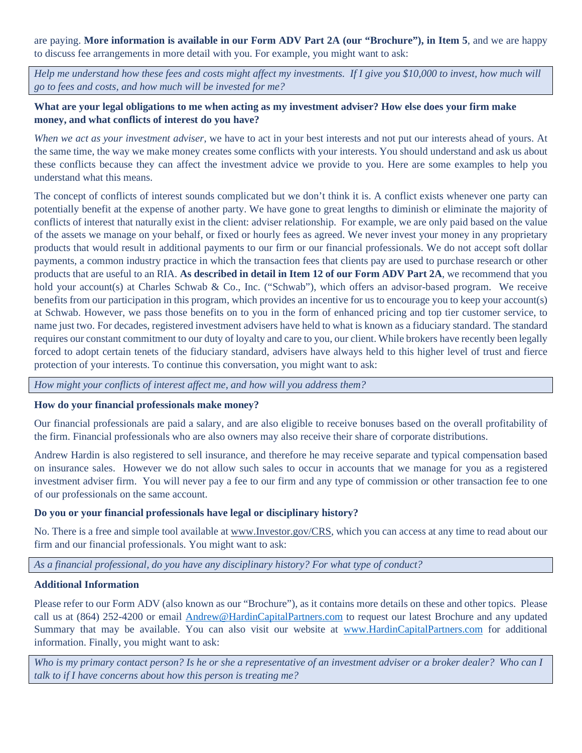are paying. **More information is available in our Form ADV Part 2A (our "Brochure"), in Item 5**, and we are happy to discuss fee arrangements in more detail with you. For example, you might want to ask:

> *Help me understand how these fees and costs might affect my investments. If I give you $10,000 to invest, how much will go to fees and costs, and how much will be invested for me?*

**What are your legal obligations to me when acting as my investment adviser? How else does your firm make money, and what conflicts of interest do you have?**

*When we act as your investment adviser*, we have to act in your best interests and not put our interests ahead of yours. At the same time, the way we make money creates some conflicts with your interests. You should understand and ask us about these conflicts because they can affect the investment advice we provide to you. Here are some examples to help you understand what this means.

The concept of conflicts of interest sounds complicated but we don't think it is. A conflict exists whenever one party can potentially benefit at the expense of another party. We have gone to great lengths to diminish or eliminate the majority of conflicts of interest that naturally exist in the client: adviser relationship. For example, we are only paid based on the value of the assets we manage on your behalf, or fixed or hourly fees as agreed. We never invest your money in any proprietary products that would result in additional payments to our firm or our financial professionals. We do not accept soft dollar payments, a common industry practice in which the transaction fees that clients pay are used to purchase research or other products that are useful to an RIA. **As described in detail in Item 12 of our Form ADV Part 2A**, we recommend that you hold your account(s) at Charles Schwab & Co., Inc. ("Schwab"), which offers an advisor-based program. We receive benefits from our participation in this program, which provides an incentive for us to encourage you to keep your account(s) at Schwab. However, we pass those benefits on to you in the form of enhanced pricing and top tier customer service, to name just two. For decades, registered investment advisers have held to what is known as a fiduciary standard. The standard requires our constant commitment to our duty of loyalty and care to you, our client. While brokers have recently been legally forced to adopt certain tenets of the fiduciary standard, advisers have always held to this higher level of trust and fierce protection of your interests. To continue this conversation, you might want to ask:

> *How might your conflicts of interest affect me, and how will you address them?*

**How do your financial professionals make money?**

Our financial professionals are paid a salary, and are also eligible to receive bonuses based on the overall profitability of the firm. Financial professionals who are also owners may also receive their share of corporate distributions.

Andrew Hardin is also registered to sell insurance, and therefore he may receive separate and typical compensation based on insurance sales. However we do not allow such sales to occur in accounts that we manage for you as a registered investment adviser firm. You will never pay a fee to our firm and any type of commission or other transaction fee to one of our professionals on the same account.

**Do you or your financial professionals have legal or disciplinary history?**

No. There is a free and simple tool available at www.Investor.gov/CRS, which you can access at any time to read about our firm and our financial professionals. You might want to ask:

> *As a financial professional, do you have any disciplinary history? For what type of conduct?*

**Additional Information**

Please refer to our Form ADV (also known as our "Brochure"), as it contains more details on these and other topics. Please call us at (864) 252-4200 or email Andrew@HardinCapitalPartners.com to request our latest Brochure and any updated Summary that may be available. You can also visit our website at www.HardinCapitalPartners.com for additional information. Finally, you might want to ask:

> *Who is my primary contact person? Is he or she a representative of an investment adviser or a broker dealer? Who can I talk to if I have concerns about how this person is treating me?*